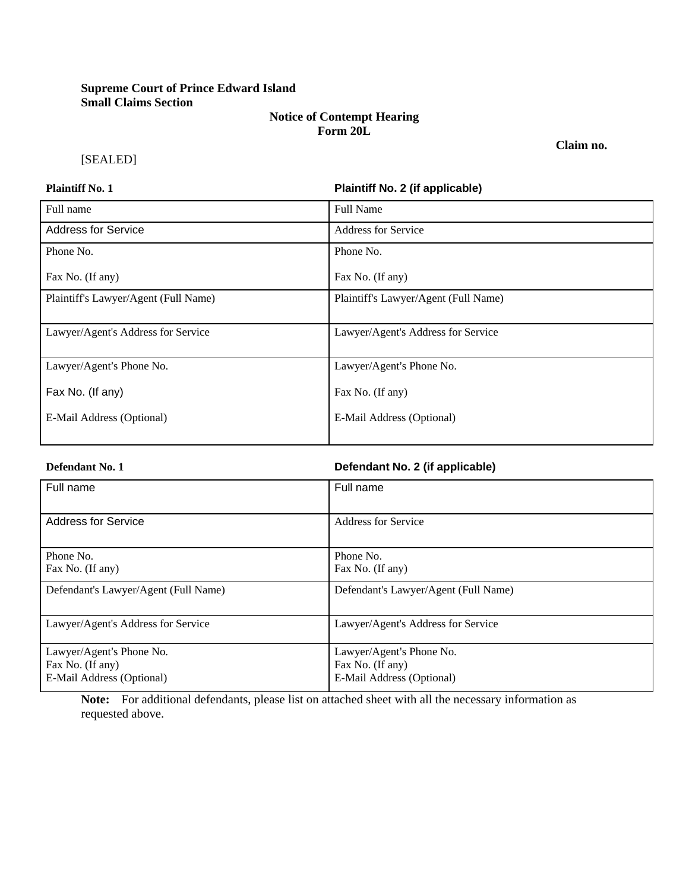**Supreme Court of Prince Edward Island**
**Small Claims Section**

**Notice of Contempt Hearing**
**Form 20L**

**Claim no.**

[SEALED]

| **Plaintiff No. 1** | **Plaintiff No. 2 (if applicable)** |
|---|---|
| Full name | Full Name |
| Address for Service | Address for Service |
| Phone No.<br><br>Fax No. (If any) | Phone No.<br><br>Fax No. (If any) |
| Plaintiff's Lawyer/Agent (Full Name) | Plaintiff's Lawyer/Agent (Full Name) |
| Lawyer/Agent's Address for Service | Lawyer/Agent's Address for Service |
| Lawyer/Agent's Phone No.<br><br>Fax No. (If any)<br><br>E-Mail Address (Optional) | Lawyer/Agent's Phone No.<br><br>Fax No. (If any)<br><br>E-Mail Address (Optional) |

| **Defendant No. 1** | **Defendant No. 2 (if applicable)** |
|---|---|
| Full name | Full name |
| Address for Service | Address for Service |
| Phone No.<br>Fax No. (If any) | Phone No.<br>Fax No. (If any) |
| Defendant's Lawyer/Agent (Full Name) | Defendant's Lawyer/Agent (Full Name) |
| Lawyer/Agent's Address for Service | Lawyer/Agent's Address for Service |
| Lawyer/Agent's Phone No.<br>Fax No. (If any)<br>E-Mail Address (Optional) | Lawyer/Agent's Phone No.<br>Fax No. (If any)<br>E-Mail Address (Optional) |

**Note:** For additional defendants, please list on attached sheet with all the necessary information as requested above.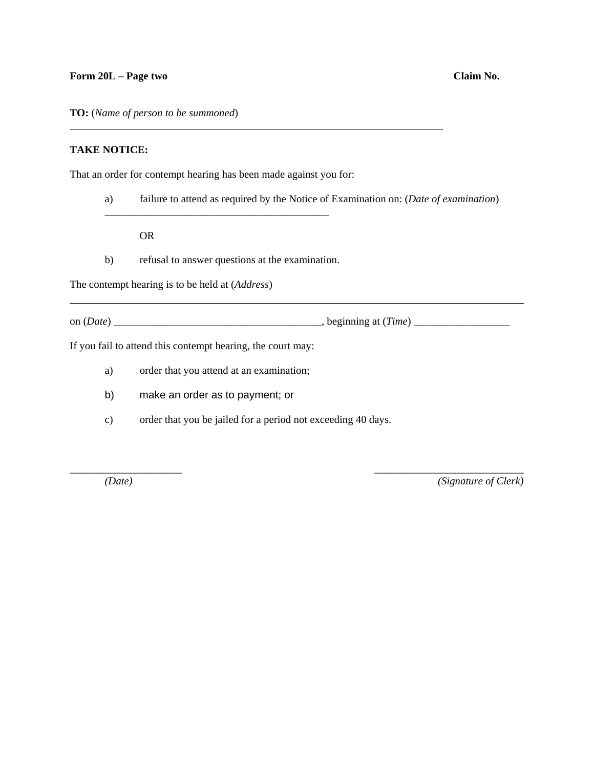**Form 20L – Page two** **Claim No.**

**TO:** (*Name of person to be summoned*)
___________________________________________________________________________

**TAKE NOTICE:**

That an order for contempt hearing has been made against you for:

a) failure to attend as required by the Notice of Examination on: (*Date of examination*) _____________________________________________

OR

b) refusal to answer questions at the examination.

The contempt hearing is to be held at (*Address*)

______________________________________________________________________________

on (*Date*) ________________________________________, beginning at (*Time*) __________________

If you fail to attend this contempt hearing, the court may:

a) order that you attend at an examination;

b) make an order as to payment; or

c) order that you be jailed for a period not exceeding 40 days.

______________________ ______________________________
*(Date)* *(Signature of Clerk)*